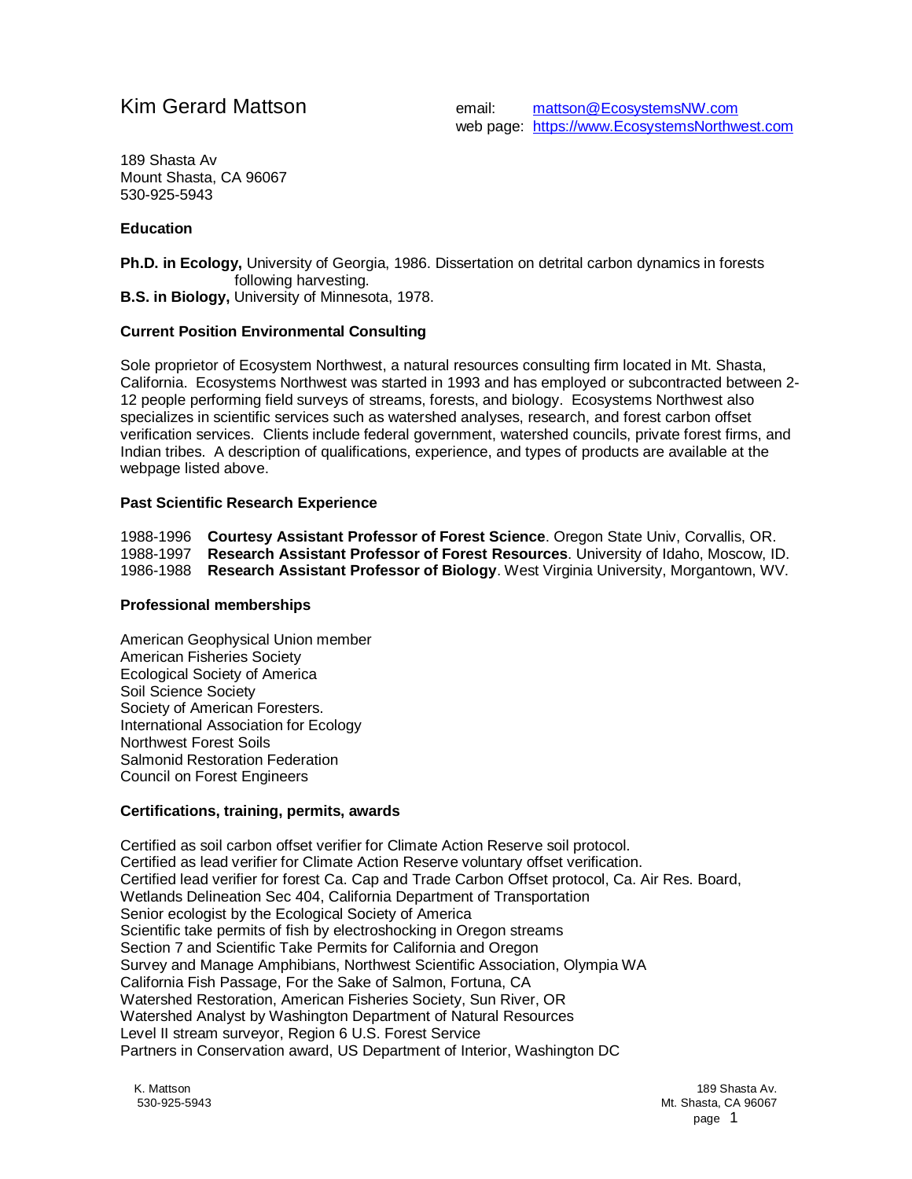# Kim Gerard Mattson

email: mattson@EcosystemsNW.com
web page: https://www.EcosystemsNorthwest.com

189 Shasta Av
Mount Shasta, CA 96067
530-925-5943

### Education

**Ph.D. in Ecology,** University of Georgia, 1986. Dissertation on detrital carbon dynamics in forests following harvesting.
**B.S. in Biology,** University of Minnesota, 1978.

### Current Position Environmental Consulting

Sole proprietor of Ecosystem Northwest, a natural resources consulting firm located in Mt. Shasta, California. Ecosystems Northwest was started in 1993 and has employed or subcontracted between 2-12 people performing field surveys of streams, forests, and biology. Ecosystems Northwest also specializes in scientific services such as watershed analyses, research, and forest carbon offset verification services. Clients include federal government, watershed councils, private forest firms, and Indian tribes. A description of qualifications, experience, and types of products are available at the webpage listed above.

### Past Scientific Research Experience

1988-1996 **Courtesy Assistant Professor of Forest Science**. Oregon State Univ, Corvallis, OR.
1988-1997 **Research Assistant Professor of Forest Resources**. University of Idaho, Moscow, ID.
1986-1988 **Research Assistant Professor of Biology**. West Virginia University, Morgantown, WV.

### Professional memberships

American Geophysical Union member
American Fisheries Society
Ecological Society of America
Soil Science Society
Society of American Foresters.
International Association for Ecology
Northwest Forest Soils
Salmonid Restoration Federation
Council on Forest Engineers

### Certifications, training, permits, awards

Certified as soil carbon offset verifier for Climate Action Reserve soil protocol.
Certified as lead verifier for Climate Action Reserve voluntary offset verification.
Certified lead verifier for forest Ca. Cap and Trade Carbon Offset protocol, Ca. Air Res. Board,
Wetlands Delineation Sec 404, California Department of Transportation
Senior ecologist by the Ecological Society of America
Scientific take permits of fish by electroshocking in Oregon streams
Section 7 and Scientific Take Permits for California and Oregon
Survey and Manage Amphibians, Northwest Scientific Association, Olympia WA
California Fish Passage, For the Sake of Salmon, Fortuna, CA
Watershed Restoration, American Fisheries Society, Sun River, OR
Watershed Analyst by Washington Department of Natural Resources
Level II stream surveyor, Region 6 U.S. Forest Service
Partners in Conservation award, US Department of Interior, Washington DC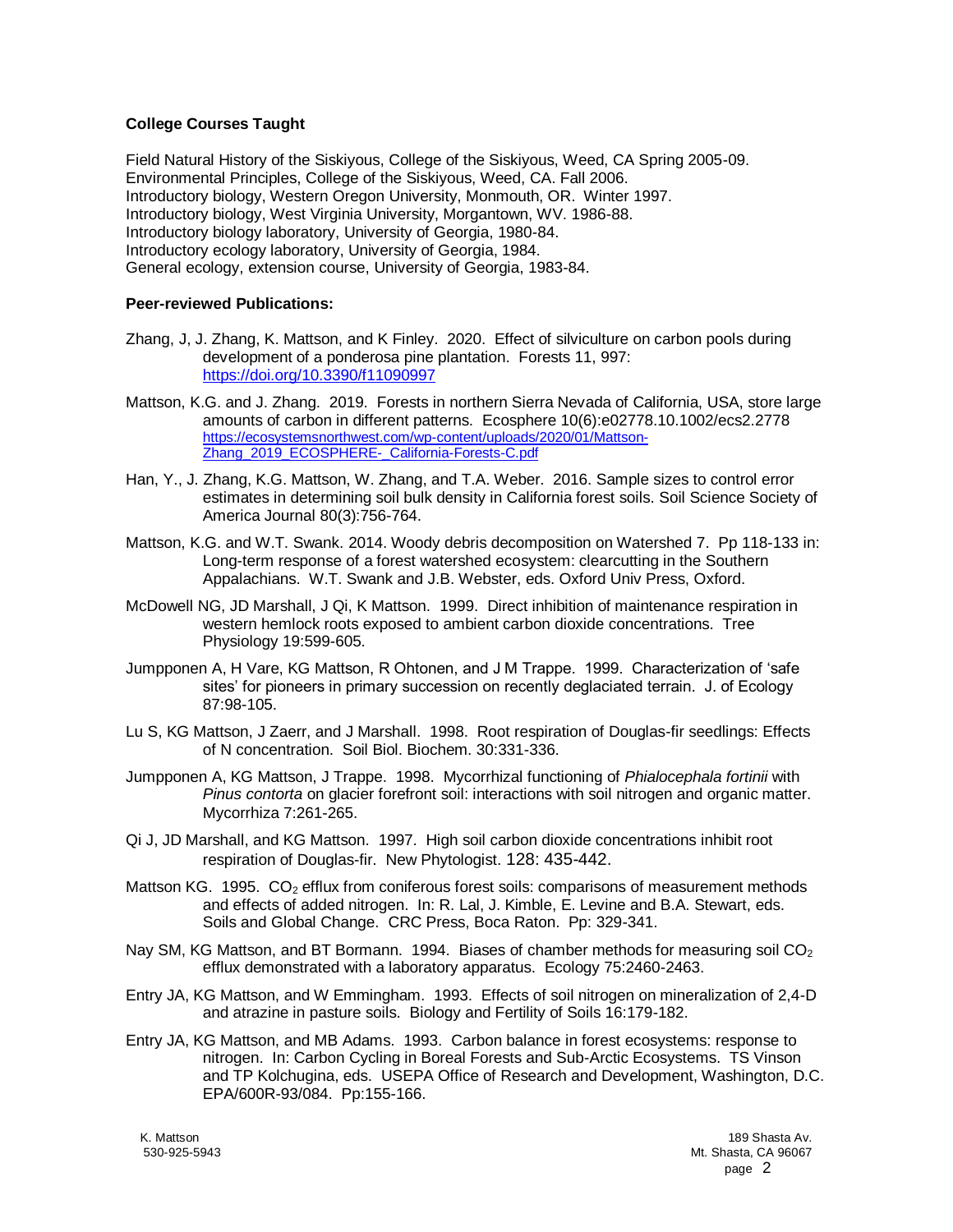**College Courses Taught**

Field Natural History of the Siskiyous, College of the Siskiyous, Weed, CA Spring 2005-09.
Environmental Principles, College of the Siskiyous, Weed, CA. Fall 2006.
Introductory biology, Western Oregon University, Monmouth, OR. Winter 1997.
Introductory biology, West Virginia University, Morgantown, WV. 1986-88.
Introductory biology laboratory, University of Georgia, 1980-84.
Introductory ecology laboratory, University of Georgia, 1984.
General ecology, extension course, University of Georgia, 1983-84.

**Peer-reviewed Publications:**

Zhang, J, J. Zhang, K. Mattson, and K Finley. 2020. Effect of silviculture on carbon pools during development of a ponderosa pine plantation. Forests 11, 997: https://doi.org/10.3390/f11090997

Mattson, K.G. and J. Zhang. 2019. Forests in northern Sierra Nevada of California, USA, store large amounts of carbon in different patterns. Ecosphere 10(6):e02778.10.1002/ecs2.2778 https://ecosystemsnorthwest.com/wp-content/uploads/2020/01/Mattson-Zhang_2019_ECOSPHERE-_California-Forests-C.pdf

Han, Y., J. Zhang, K.G. Mattson, W. Zhang, and T.A. Weber. 2016. Sample sizes to control error estimates in determining soil bulk density in California forest soils. Soil Science Society of America Journal 80(3):756-764.

Mattson, K.G. and W.T. Swank. 2014. Woody debris decomposition on Watershed 7. Pp 118-133 in: Long-term response of a forest watershed ecosystem: clearcutting in the Southern Appalachians. W.T. Swank and J.B. Webster, eds. Oxford Univ Press, Oxford.

McDowell NG, JD Marshall, J Qi, K Mattson. 1999. Direct inhibition of maintenance respiration in western hemlock roots exposed to ambient carbon dioxide concentrations. Tree Physiology 19:599-605.

Jumpponen A, H Vare, KG Mattson, R Ohtonen, and J M Trappe. 1999. Characterization of 'safe sites' for pioneers in primary succession on recently deglaciated terrain. J. of Ecology 87:98-105.

Lu S, KG Mattson, J Zaerr, and J Marshall. 1998. Root respiration of Douglas-fir seedlings: Effects of N concentration. Soil Biol. Biochem. 30:331-336.

Jumpponen A, KG Mattson, J Trappe. 1998. Mycorrhizal functioning of *Phialocephala fortinii* with *Pinus contorta* on glacier forefront soil: interactions with soil nitrogen and organic matter. Mycorrhiza 7:261-265.

Qi J, JD Marshall, and KG Mattson. 1997. High soil carbon dioxide concentrations inhibit root respiration of Douglas-fir. New Phytologist. 128: 435-442.

Mattson KG. 1995. $CO_2$ efflux from coniferous forest soils: comparisons of measurement methods and effects of added nitrogen. In: R. Lal, J. Kimble, E. Levine and B.A. Stewart, eds. Soils and Global Change. CRC Press, Boca Raton. Pp: 329-341.

Nay SM, KG Mattson, and BT Bormann. 1994. Biases of chamber methods for measuring soil $CO_2$ efflux demonstrated with a laboratory apparatus. Ecology 75:2460-2463.

Entry JA, KG Mattson, and W Emmingham. 1993. Effects of soil nitrogen on mineralization of 2,4-D and atrazine in pasture soils. Biology and Fertility of Soils 16:179-182.

Entry JA, KG Mattson, and MB Adams. 1993. Carbon balance in forest ecosystems: response to nitrogen. In: Carbon Cycling in Boreal Forests and Sub-Arctic Ecosystems. TS Vinson and TP Kolchugina, eds. USEPA Office of Research and Development, Washington, D.C. EPA/600R-93/084. Pp:155-166.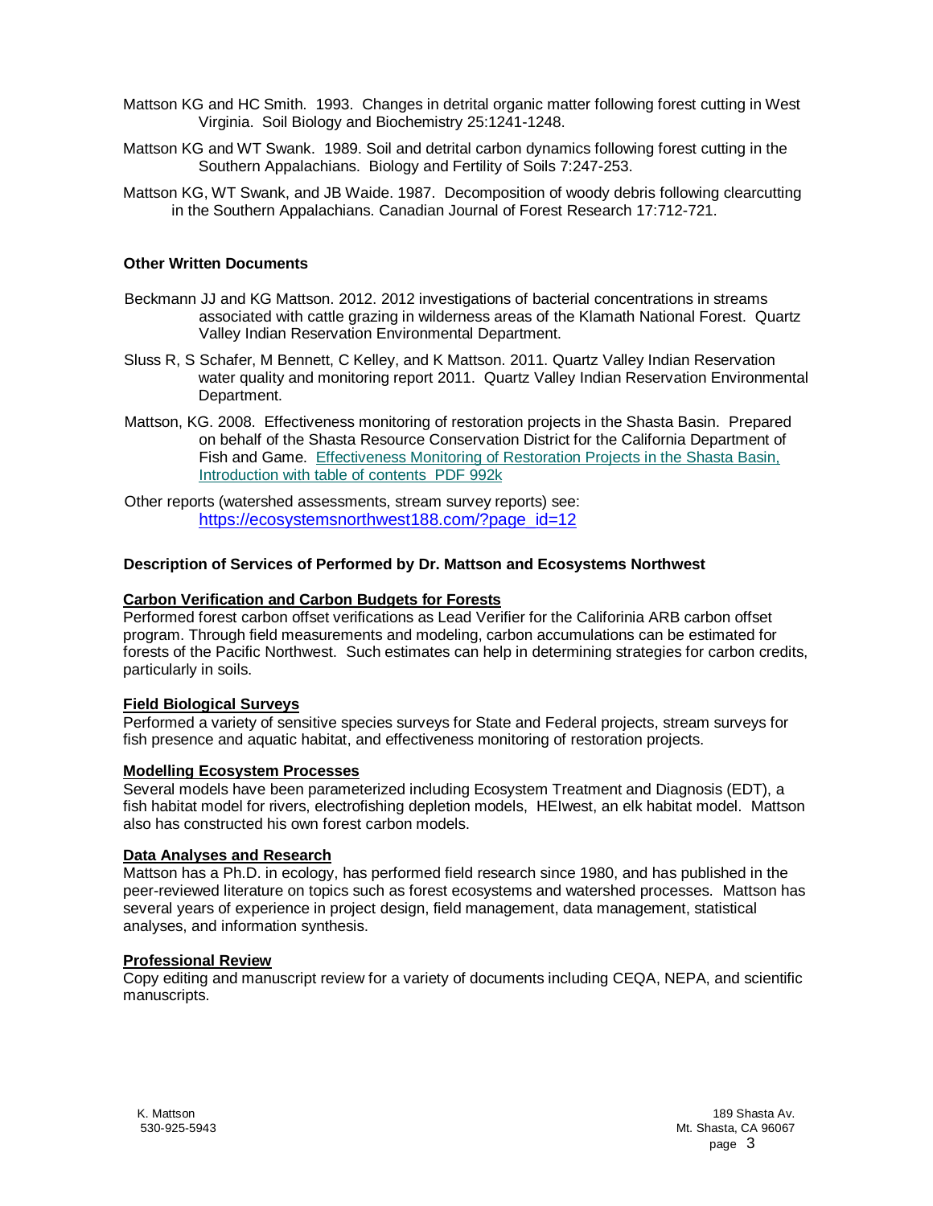Mattson KG and HC Smith. 1993. Changes in detrital organic matter following forest cutting in West Virginia. Soil Biology and Biochemistry 25:1241-1248.

Mattson KG and WT Swank. 1989. Soil and detrital carbon dynamics following forest cutting in the Southern Appalachians. Biology and Fertility of Soils 7:247-253.

Mattson KG, WT Swank, and JB Waide. 1987. Decomposition of woody debris following clearcutting in the Southern Appalachians. Canadian Journal of Forest Research 17:712-721.

### Other Written Documents

Beckmann JJ and KG Mattson. 2012. 2012 investigations of bacterial concentrations in streams associated with cattle grazing in wilderness areas of the Klamath National Forest. Quartz Valley Indian Reservation Environmental Department.

Sluss R, S Schafer, M Bennett, C Kelley, and K Mattson. 2011. Quartz Valley Indian Reservation water quality and monitoring report 2011. Quartz Valley Indian Reservation Environmental Department.

Mattson, KG. 2008. Effectiveness monitoring of restoration projects in the Shasta Basin. Prepared on behalf of the Shasta Resource Conservation District for the California Department of Fish and Game. Effectiveness Monitoring of Restoration Projects in the Shasta Basin, Introduction with table of contents PDF 992k

Other reports (watershed assessments, stream survey reports) see: https://ecosystemsnorthwest188.com/?page_id=12

### Description of Services of Performed by Dr. Mattson and Ecosystems Northwest

**Carbon Verification and Carbon Budgets for Forests**
Performed forest carbon offset verifications as Lead Verifier for the Califorinia ARB carbon offset program. Through field measurements and modeling, carbon accumulations can be estimated for forests of the Pacific Northwest. Such estimates can help in determining strategies for carbon credits, particularly in soils.

**Field Biological Surveys**
Performed a variety of sensitive species surveys for State and Federal projects, stream surveys for fish presence and aquatic habitat, and effectiveness monitoring of restoration projects.

**Modelling Ecosystem Processes**
Several models have been parameterized including Ecosystem Treatment and Diagnosis (EDT), a fish habitat model for rivers, electrofishing depletion models, HEIwest, an elk habitat model. Mattson also has constructed his own forest carbon models.

**Data Analyses and Research**
Mattson has a Ph.D. in ecology, has performed field research since 1980, and has published in the peer-reviewed literature on topics such as forest ecosystems and watershed processes. Mattson has several years of experience in project design, field management, data management, statistical analyses, and information synthesis.

**Professional Review**
Copy editing and manuscript review for a variety of documents including CEQA, NEPA, and scientific manuscripts.